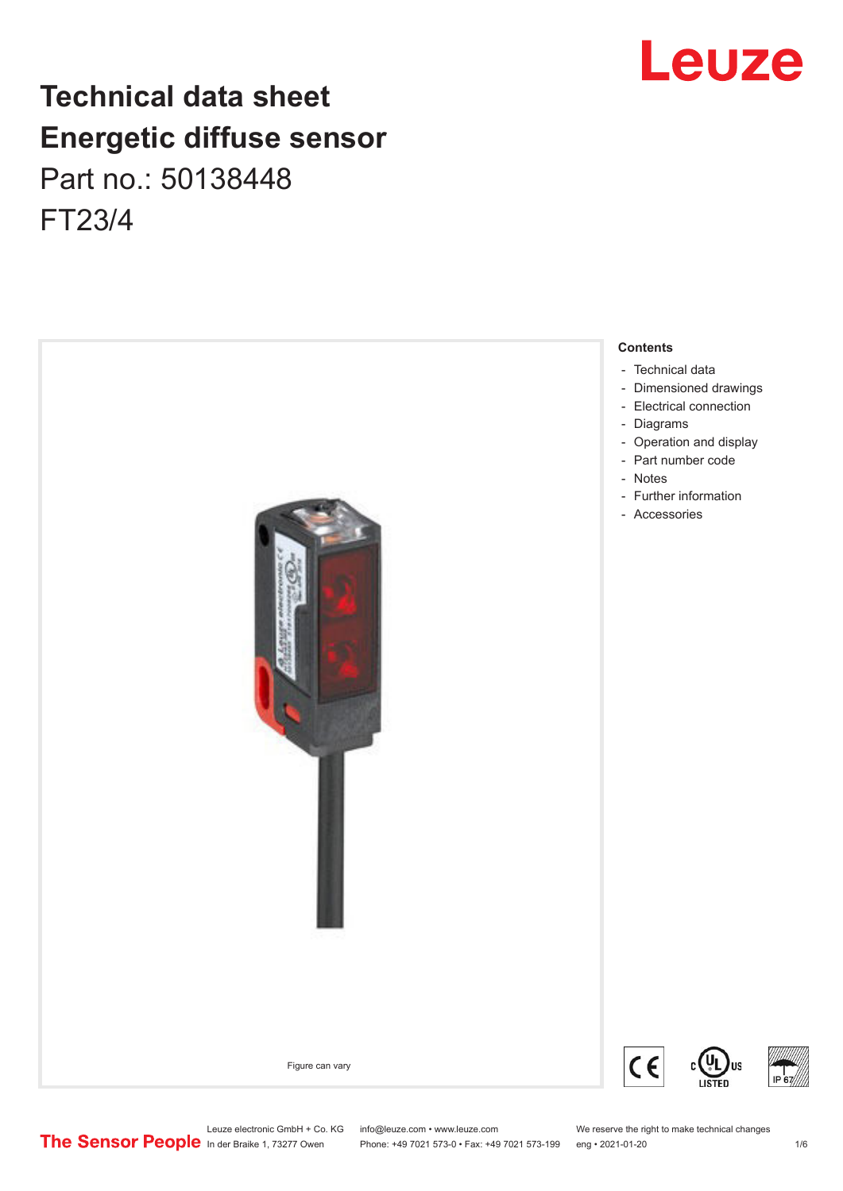# Technical data sheet
# Energetic diffuse sensor

Part no.: 50138448

FT23/4

Figure can vary

**Contents**

- Technical data
- Dimensioned drawings
- Electrical connection
- Diagrams
- Operation and display
- Part number code
- Notes
- Further information
- Accessories

Leuze electronic GmbH + Co. KG
In der Braike 1, 73277 Owen

info@leuze.com • www.leuze.com
Phone: +49 7021 573-0 • Fax: +49 7021 573-199

We reserve the right to make technical changes
eng • 2021-01-20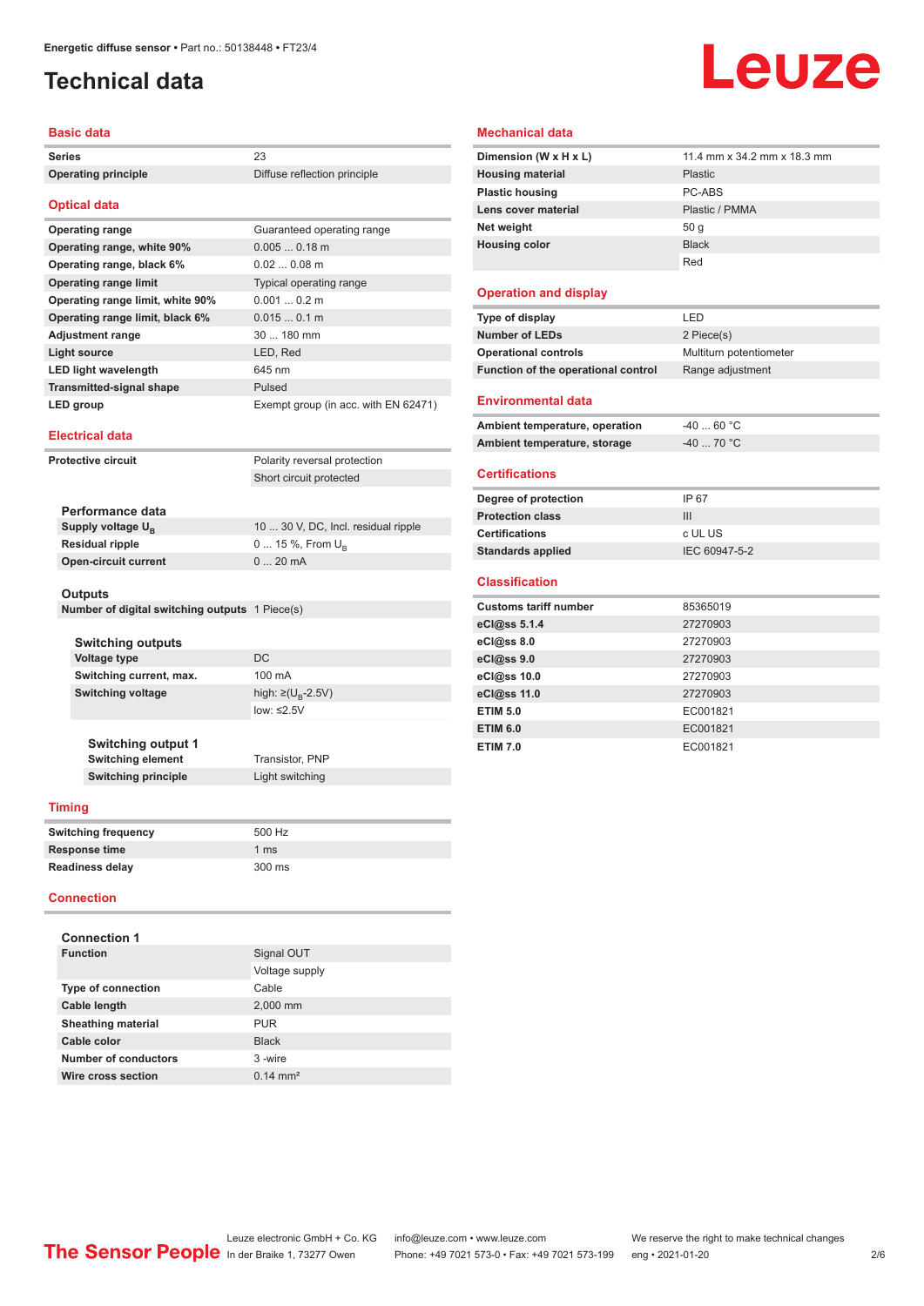Energetic diffuse sensor • Part no.: 50138448 • FT23/4

# Technical data

## Basic data

| | |
|---|---|
| Series | 23 |
| Operating principle | Diffuse reflection principle |

## Optical data

| | |
|---|---|
| Operating range | Guaranteed operating range |
| Operating range, white 90% | 0.005 ... 0.18 m |
| Operating range, black 6% | 0.02 ... 0.08 m |
| Operating range limit | Typical operating range |
| Operating range limit, white 90% | 0.001 ... 0.2 m |
| Operating range limit, black 6% | 0.015 ... 0.1 m |
| Adjustment range | 30 ... 180 mm |
| Light source | LED, Red |
| LED light wavelength | 645 nm |
| Transmitted-signal shape | Pulsed |
| LED group | Exempt group (in acc. with EN 62471) |

## Electrical data

| | |
|---|---|
| Protective circuit | Polarity reversal protection |
| | Short circuit protected |

### Performance data

| | |
|---|---|
| Supply voltage $U_B$ | 10 ... 30 V, DC, Incl. residual ripple |
| Residual ripple | 0 ... 15 %, From $U_B$ |
| Open-circuit current | 0 ... 20 mA |

### Outputs

| | |
|---|---|
| Number of digital switching outputs | 1 Piece(s) |

### Switching outputs

| | |
|---|---|
| Voltage type | DC |
| Switching current, max. | 100 mA |
| Switching voltage | high: ≥($U_B$-2.5V) |
| | low: ≤2.5V |

### Switching output 1

| | |
|---|---|
| Switching element | Transistor, PNP |
| Switching principle | Light switching |

## Timing

| | |
|---|---|
| Switching frequency | 500 Hz |
| Response time | 1 ms |
| Readiness delay | 300 ms |

## Connection

### Connection 1

| | |
|---|---|
| Function | Signal OUT |
| | Voltage supply |
| Type of connection | Cable |
| Cable length | 2,000 mm |
| Sheathing material | PUR |
| Cable color | Black |
| Number of conductors | 3 -wire |
| Wire cross section | 0.14 mm² |

## Mechanical data

| | |
|---|---|
| Dimension (W x H x L) | 11.4 mm x 34.2 mm x 18.3 mm |
| Housing material | Plastic |
| Plastic housing | PC-ABS |
| Lens cover material | Plastic / PMMA |
| Net weight | 50 g |
| Housing color | Black |
| | Red |

## Operation and display

| | |
|---|---|
| Type of display | LED |
| Number of LEDs | 2 Piece(s) |
| Operational controls | Multiturn potentiometer |
| Function of the operational control | Range adjustment |

## Environmental data

| | |
|---|---|
| Ambient temperature, operation | -40 ... 60 °C |
| Ambient temperature, storage | -40 ... 70 °C |

## Certifications

| | |
|---|---|
| Degree of protection | IP 67 |
| Protection class | III |
| Certifications | c UL US |
| Standards applied | IEC 60947-5-2 |

## Classification

| | |
|---|---|
| Customs tariff number | 85365019 |
| eCl@ss 5.1.4 | 27270903 |
| eCl@ss 8.0 | 27270903 |
| eCl@ss 9.0 | 27270903 |
| eCl@ss 10.0 | 27270903 |
| eCl@ss 11.0 | 27270903 |
| ETIM 5.0 | EC001821 |
| ETIM 6.0 | EC001821 |
| ETIM 7.0 | EC001821 |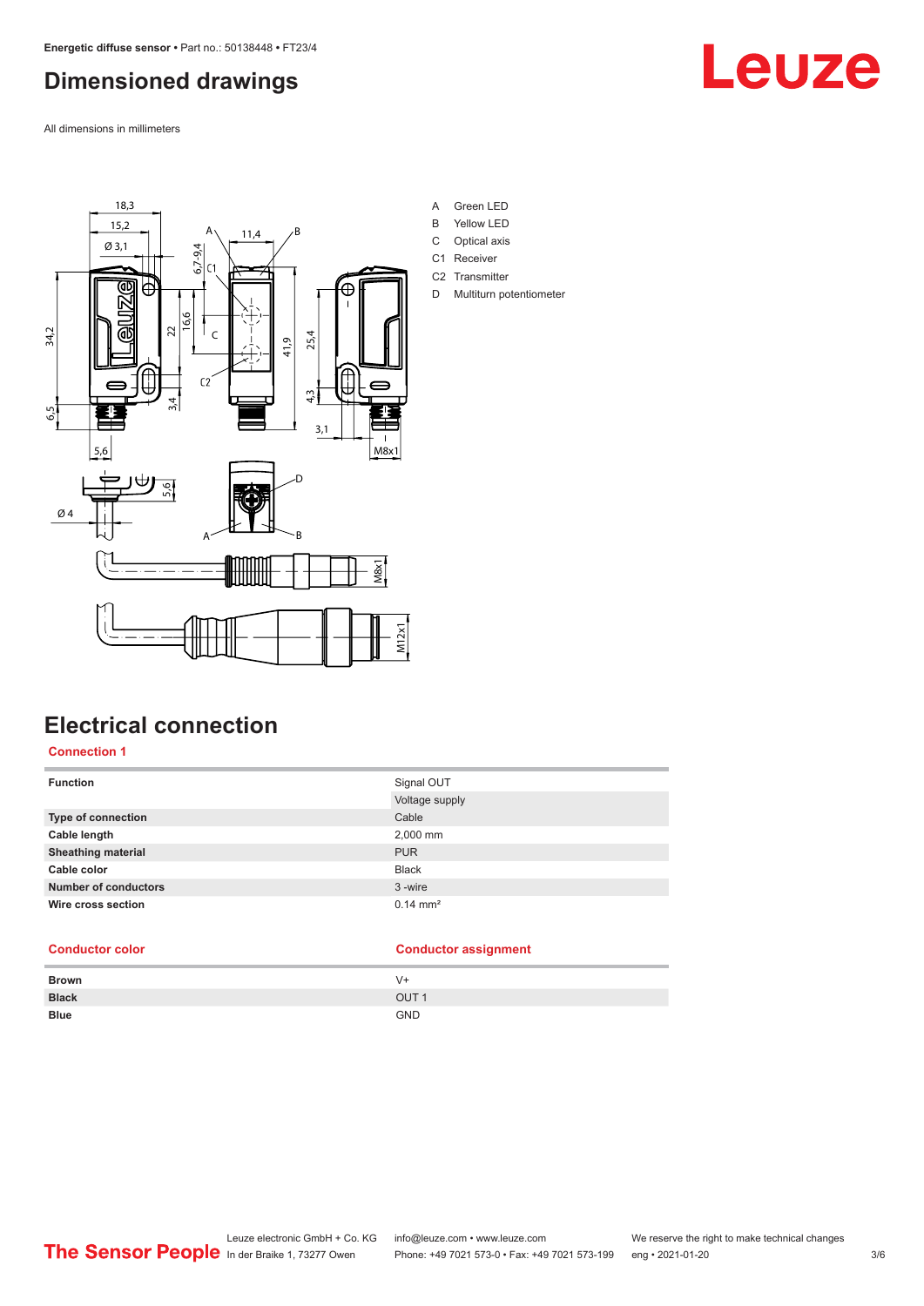## Dimensioned drawings

All dimensions in millimeters

A Green LED
B Yellow LED
C Optical axis
C1 Receiver
C2 Transmitter
D Multiturn potentiometer

## Electrical connection

### Connection 1

| Function | Signal OUT |
|---|---|
| | Voltage supply |
| **Type of connection** | Cable |
| **Cable length** | 2,000 mm |
| **Sheathing material** | PUR |
| **Cable color** | Black |
| **Number of conductors** | 3 -wire |
| **Wire cross section** | 0.14 mm² |

| Conductor color | Conductor assignment |
|---|---|
| **Brown** | V+ |
| **Black** | OUT 1 |
| **Blue** | GND |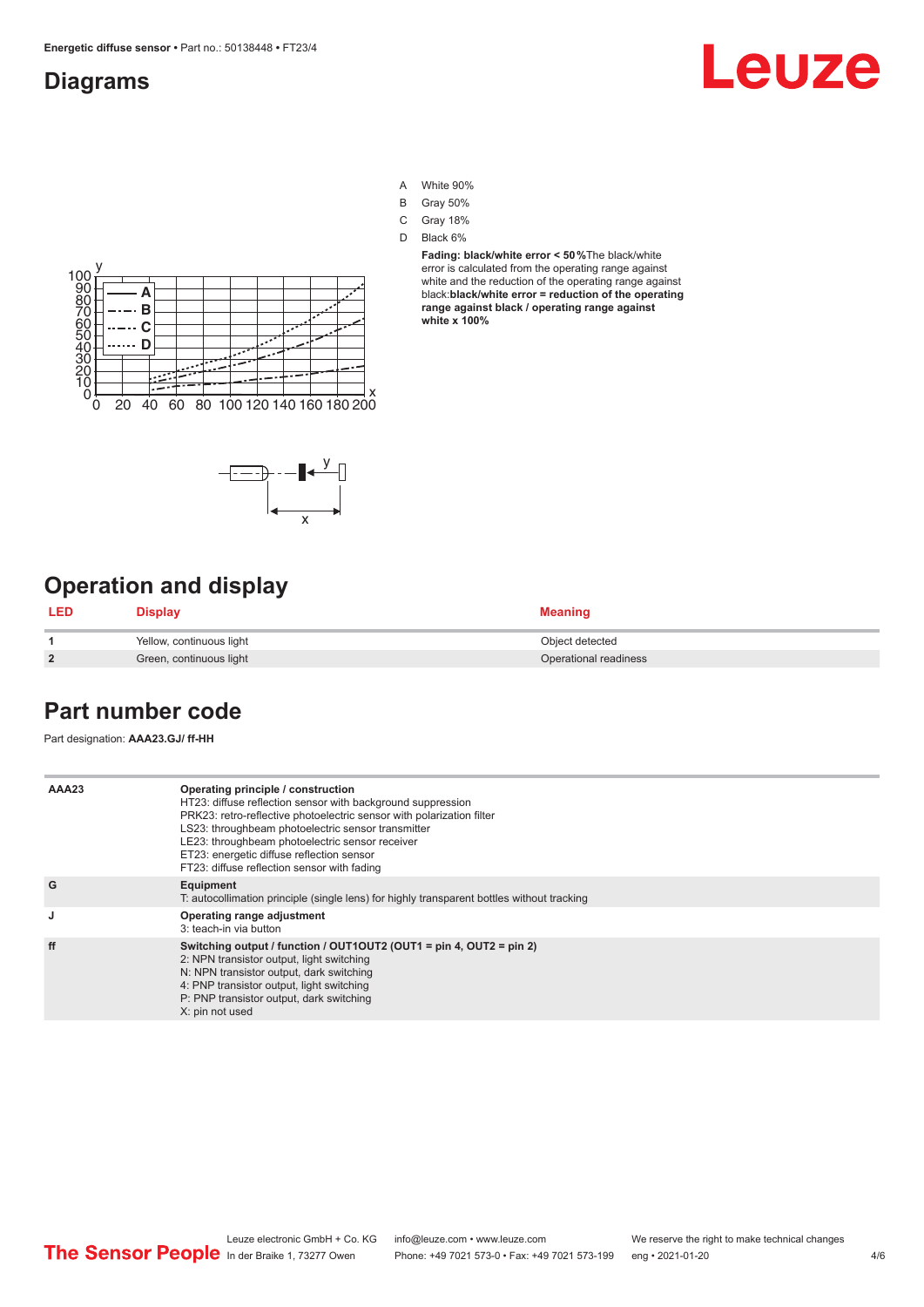## Diagrams

A White 90%
B Gray 50%
C Gray 18%
D Black 6%

**Fading: black/white error < 50 %**The black/white error is calculated from the operating range against white and the reduction of the operating range against black:**black/white error = reduction of the operating range against black / operating range against white x 100%**

## Operation and display

| LED | Display | Meaning |
| --- | --- | --- |
| 1 | Yellow, continuous light | Object detected |
| 2 | Green, continuous light | Operational readiness |

## Part number code

Part designation: **AAA23.GJ/ ff-HH**

| | |
| --- | --- |
| **AAA23** | **Operating principle / construction**<br>HT23: diffuse reflection sensor with background suppression<br>PRK23: retro-reflective photoelectric sensor with polarization filter<br>LS23: throughbeam photoelectric sensor transmitter<br>LE23: throughbeam photoelectric sensor receiver<br>ET23: energetic diffuse reflection sensor<br>FT23: diffuse reflection sensor with fading |
| **G** | **Equipment**<br>T: autocollimation principle (single lens) for highly transparent bottles without tracking |
| **J** | **Operating range adjustment**<br>3: teach-in via button |
| **ff** | **Switching output / function / OUT1OUT2 (OUT1 = pin 4, OUT2 = pin 2)**<br>2: NPN transistor output, light switching<br>N: NPN transistor output, dark switching<br>4: PNP transistor output, light switching<br>P: PNP transistor output, dark switching<br>X: pin not used |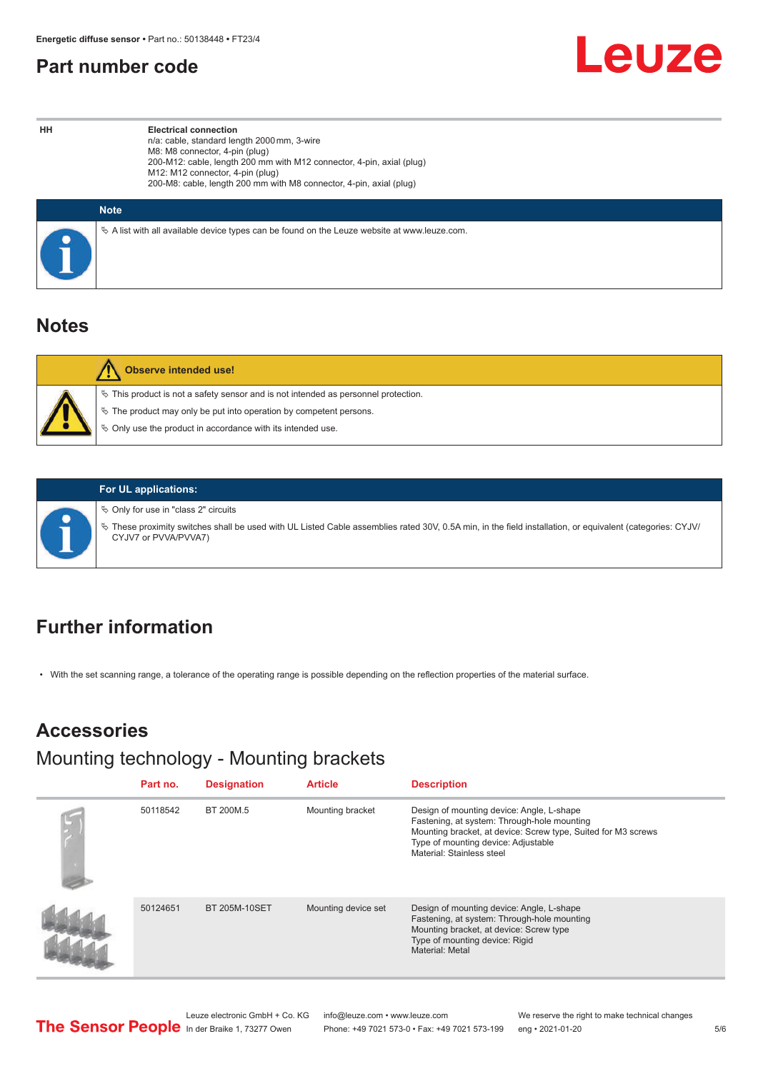## Part number code

| | |
|---|---|
| HH | **Electrical connection**<br>n/a: cable, standard length 2000 mm, 3-wire<br>M8: M8 connector, 4-pin (plug)<br>200-M12: cable, length 200 mm with M12 connector, 4-pin, axial (plug)<br>M12: M12 connector, 4-pin (plug)<br>200-M8: cable, length 200 mm with M8 connector, 4-pin, axial (plug) |

**Note**

- A list with all available device types can be found on the Leuze website at www.leuze.com.

## Notes

**Observe intended use!**

- This product is not a safety sensor and is not intended as personnel protection.
- The product may only be put into operation by competent persons.
- Only use the product in accordance with its intended use.

**For UL applications:**

- Only for use in "class 2" circuits
- These proximity switches shall be used with UL Listed Cable assemblies rated 30V, 0.5A min, in the field installation, or equivalent (categories: CYJV/CYJV7 or PVVA/PVVA7)

## Further information

- With the set scanning range, a tolerance of the operating range is possible depending on the reflection properties of the material surface.

## Accessories

### Mounting technology - Mounting brackets

| Part no. | Designation | Article | Description |
|---|---|---|---|
| 50118542 | BT 200M.5 | Mounting bracket | Design of mounting device: Angle, L-shape<br>Fastening, at system: Through-hole mounting<br>Mounting bracket, at device: Screw type, Suited for M3 screws<br>Type of mounting device: Adjustable<br>Material: Stainless steel |
| 50124651 | BT 205M-10SET | Mounting device set | Design of mounting device: Angle, L-shape<br>Fastening, at system: Through-hole mounting<br>Mounting bracket, at device: Screw type<br>Type of mounting device: Rigid<br>Material: Metal |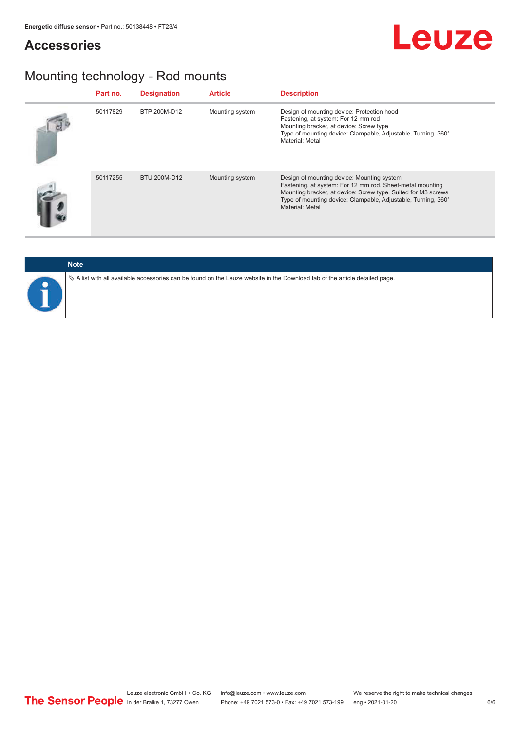## Accessories

# Mounting technology - Rod mounts

| | Part no. | Designation | Article | Description |
|---|---|---|---|---|
| | 50117829 | BTP 200M-D12 | Mounting system | Design of mounting device: Protection hood<br>Fastening, at system: For 12 mm rod<br>Mounting bracket, at device: Screw type<br>Type of mounting device: Clampable, Adjustable, Turning, 360°<br>Material: Metal |
| | 50117255 | BTU 200M-D12 | Mounting system | Design of mounting device: Mounting system<br>Fastening, at system: For 12 mm rod, Sheet-metal mounting<br>Mounting bracket, at device: Screw type, Suited for M3 screws<br>Type of mounting device: Clampable, Adjustable, Turning, 360°<br>Material: Metal |

**Note**

↳ A list with all available accessories can be found on the Leuze website in the Download tab of the article detailed page.